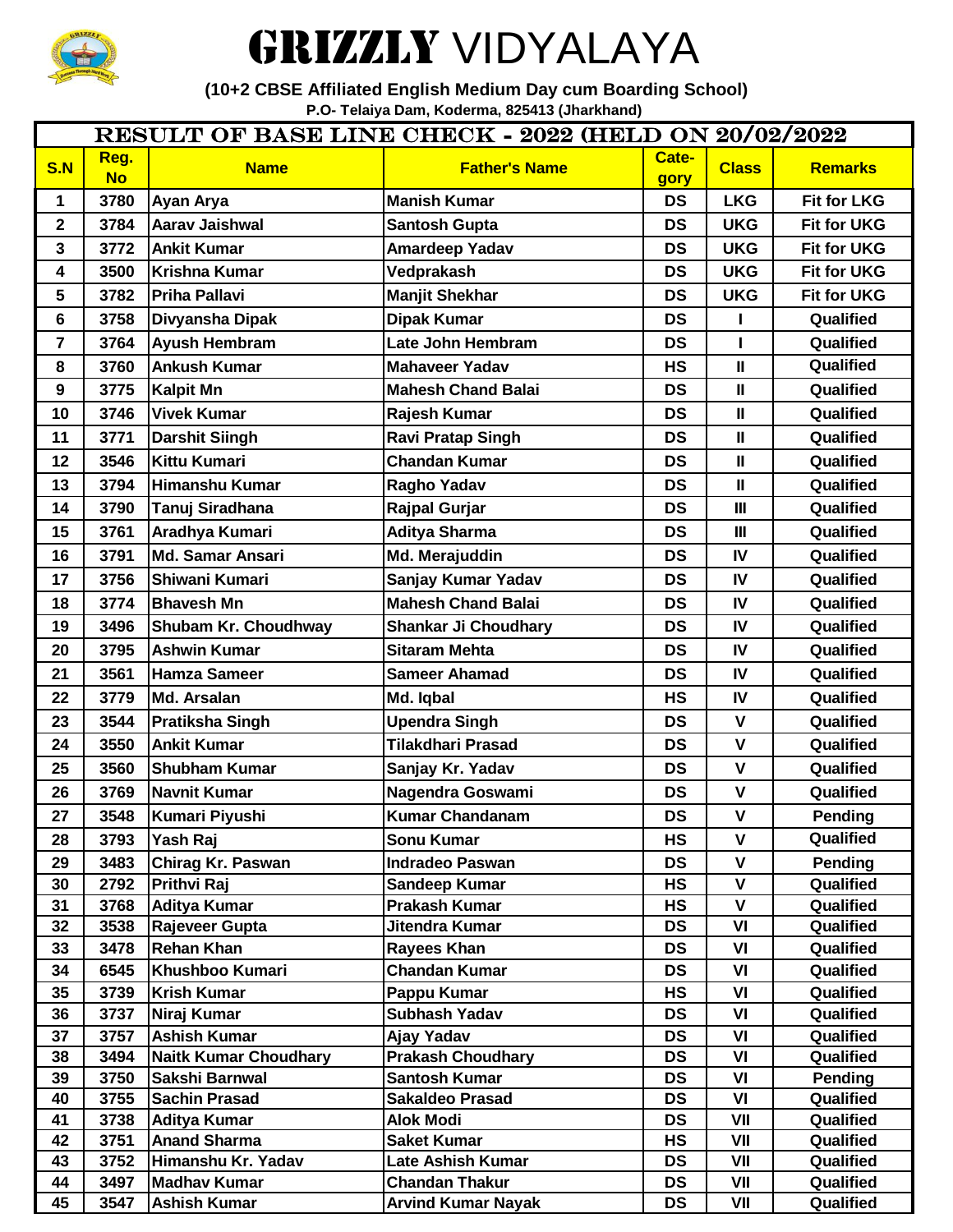# GRIZZLY VIDYALAYA

**(10+2 CBSE Affiliated English Medium Day cum Boarding School)**

**P.O- Telaiya Dam, Koderma, 825413 (Jharkhand)**

## RESULT OF BASE LINE CHECK - 2022 (HELD ON 20/02/2022

| S.N | Reg. No | Name | Father's Name | Cate-gory | Class | Remarks |
|---|---|---|---|---|---|---|
| 1 | 3780 | Ayan Arya | Manish Kumar | DS | LKG | Fit for LKG |
| 2 | 3784 | Aarav Jaishwal | Santosh Gupta | DS | UKG | Fit for UKG |
| 3 | 3772 | Ankit Kumar | Amardeep Yadav | DS | UKG | Fit for UKG |
| 4 | 3500 | Krishna Kumar | Vedprakash | DS | UKG | Fit for UKG |
| 5 | 3782 | Priha Pallavi | Manjit Shekhar | DS | UKG | Fit for UKG |
| 6 | 3758 | Divyansha Dipak | Dipak Kumar | DS | I | Qualified |
| 7 | 3764 | Ayush Hembram | Late John Hembram | DS | I | Qualified |
| 8 | 3760 | Ankush Kumar | Mahaveer Yadav | HS | II | Qualified |
| 9 | 3775 | Kalpit Mn | Mahesh Chand Balai | DS | II | Qualified |
| 10 | 3746 | Vivek Kumar | Rajesh Kumar | DS | II | Qualified |
| 11 | 3771 | Darshit Siingh | Ravi Pratap Singh | DS | II | Qualified |
| 12 | 3546 | Kittu Kumari | Chandan Kumar | DS | II | Qualified |
| 13 | 3794 | Himanshu Kumar | Ragho Yadav | DS | II | Qualified |
| 14 | 3790 | Tanuj Siradhana | Rajpal Gurjar | DS | III | Qualified |
| 15 | 3761 | Aradhya Kumari | Aditya Sharma | DS | III | Qualified |
| 16 | 3791 | Md. Samar Ansari | Md. Merajuddin | DS | IV | Qualified |
| 17 | 3756 | Shiwani Kumari | Sanjay Kumar Yadav | DS | IV | Qualified |
| 18 | 3774 | Bhavesh Mn | Mahesh Chand Balai | DS | IV | Qualified |
| 19 | 3496 | Shubam Kr. Choudhway | Shankar Ji Choudhary | DS | IV | Qualified |
| 20 | 3795 | Ashwin Kumar | Sitaram Mehta | DS | IV | Qualified |
| 21 | 3561 | Hamza Sameer | Sameer Ahamad | DS | IV | Qualified |
| 22 | 3779 | Md. Arsalan | Md. Iqbal | HS | IV | Qualified |
| 23 | 3544 | Pratiksha Singh | Upendra Singh | DS | V | Qualified |
| 24 | 3550 | Ankit Kumar | Tilakdhari Prasad | DS | V | Qualified |
| 25 | 3560 | Shubham Kumar | Sanjay Kr. Yadav | DS | V | Qualified |
| 26 | 3769 | Navnit Kumar | Nagendra Goswami | DS | V | Qualified |
| 27 | 3548 | Kumari Piyushi | Kumar Chandanam | DS | V | Pending |
| 28 | 3793 | Yash Raj | Sonu Kumar | HS | V | Qualified |
| 29 | 3483 | Chirag Kr. Paswan | Indradeo Paswan | DS | V | Pending |
| 30 | 2792 | Prithvi Raj | Sandeep Kumar | HS | V | Qualified |
| 31 | 3768 | Aditya Kumar | Prakash Kumar | HS | V | Qualified |
| 32 | 3538 | Rajeveer Gupta | Jitendra Kumar | DS | VI | Qualified |
| 33 | 3478 | Rehan Khan | Rayees Khan | DS | VI | Qualified |
| 34 | 6545 | Khushboo Kumari | Chandan Kumar | DS | VI | Qualified |
| 35 | 3739 | Krish Kumar | Pappu Kumar | HS | VI | Qualified |
| 36 | 3737 | Niraj Kumar | Subhash Yadav | DS | VI | Qualified |
| 37 | 3757 | Ashish Kumar | Ajay Yadav | DS | VI | Qualified |
| 38 | 3494 | Naitk Kumar Choudhary | Prakash Choudhary | DS | VI | Qualified |
| 39 | 3750 | Sakshi Barnwal | Santosh Kumar | DS | VI | Pending |
| 40 | 3755 | Sachin Prasad | Sakaldeo Prasad | DS | VI | Qualified |
| 41 | 3738 | Aditya Kumar | Alok Modi | DS | VII | Qualified |
| 42 | 3751 | Anand Sharma | Saket Kumar | HS | VII | Qualified |
| 43 | 3752 | Himanshu Kr. Yadav | Late Ashish Kumar | DS | VII | Qualified |
| 44 | 3497 | Madhav Kumar | Chandan Thakur | DS | VII | Qualified |
| 45 | 3547 | Ashish Kumar | Arvind Kumar Nayak | DS | VII | Qualified |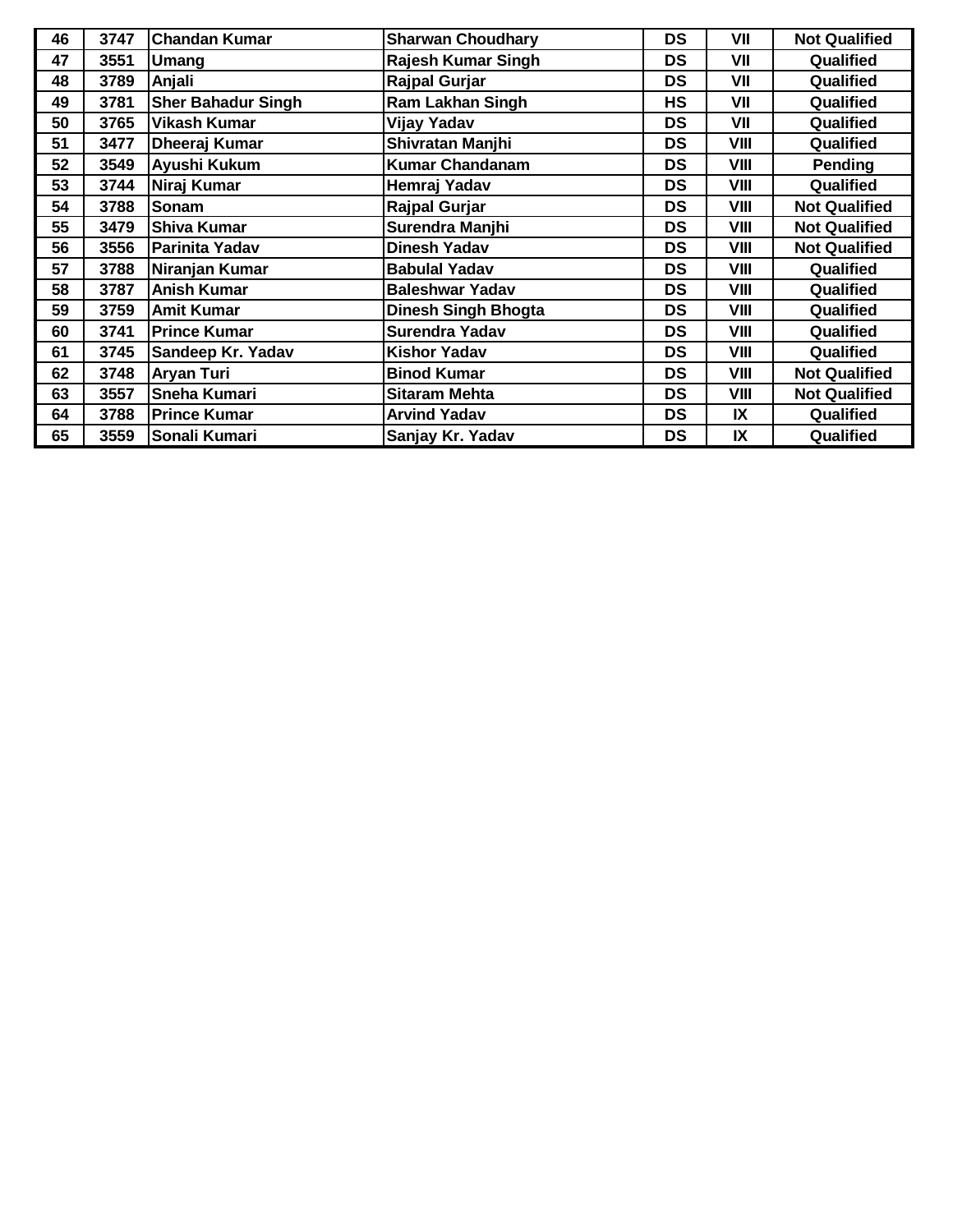| | | | | | | |
|---|---|---|---|---|---|---|
| 46 | 3747 | Chandan Kumar | Sharwan Choudhary | DS | VII | Not Qualified |
| 47 | 3551 | Umang | Rajesh Kumar Singh | DS | VII | Qualified |
| 48 | 3789 | Anjali | Rajpal Gurjar | DS | VII | Qualified |
| 49 | 3781 | Sher Bahadur Singh | Ram Lakhan Singh | HS | VII | Qualified |
| 50 | 3765 | Vikash Kumar | Vijay Yadav | DS | VII | Qualified |
| 51 | 3477 | Dheeraj Kumar | Shivratan Manjhi | DS | VIII | Qualified |
| 52 | 3549 | Ayushi Kukum | Kumar Chandanam | DS | VIII | Pending |
| 53 | 3744 | Niraj Kumar | Hemraj Yadav | DS | VIII | Qualified |
| 54 | 3788 | Sonam | Rajpal Gurjar | DS | VIII | Not Qualified |
| 55 | 3479 | Shiva Kumar | Surendra Manjhi | DS | VIII | Not Qualified |
| 56 | 3556 | Parinita Yadav | Dinesh Yadav | DS | VIII | Not Qualified |
| 57 | 3788 | Niranjan Kumar | Babulal Yadav | DS | VIII | Qualified |
| 58 | 3787 | Anish Kumar | Baleshwar Yadav | DS | VIII | Qualified |
| 59 | 3759 | Amit Kumar | Dinesh Singh Bhogta | DS | VIII | Qualified |
| 60 | 3741 | Prince Kumar | Surendra Yadav | DS | VIII | Qualified |
| 61 | 3745 | Sandeep Kr. Yadav | Kishor Yadav | DS | VIII | Qualified |
| 62 | 3748 | Aryan Turi | Binod Kumar | DS | VIII | Not Qualified |
| 63 | 3557 | Sneha Kumari | Sitaram Mehta | DS | VIII | Not Qualified |
| 64 | 3788 | Prince Kumar | Arvind Yadav | DS | IX | Qualified |
| 65 | 3559 | Sonali Kumari | Sanjay Kr. Yadav | DS | IX | Qualified |